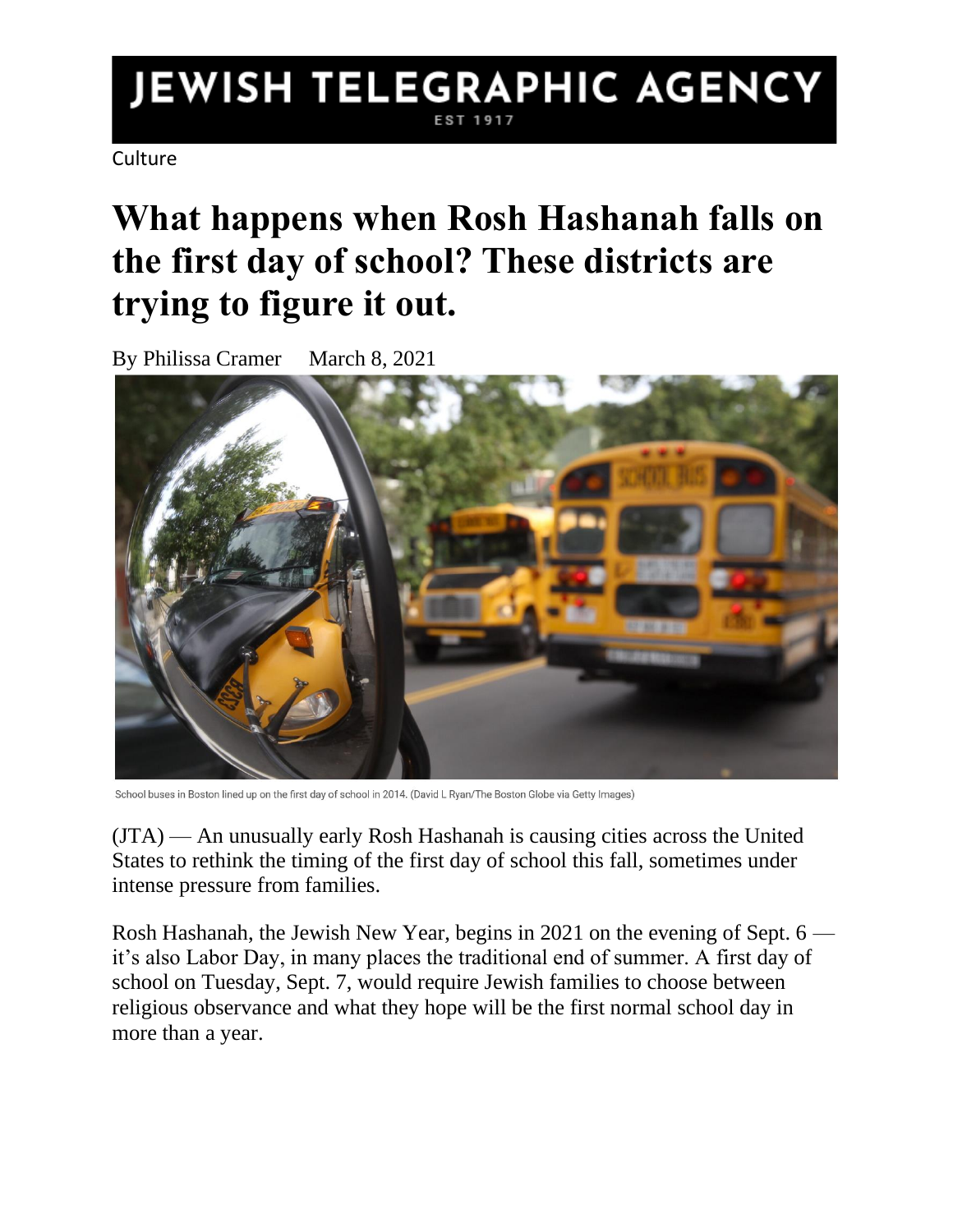JEWISH TELEGRAPHIC AGENCY
EST 1917

Culture

# What happens when Rosh Hashanah falls on the first day of school? These districts are trying to figure it out.

By Philissa Cramer March 8, 2021

School buses in Boston lined up on the first day of school in 2014. (David L Ryan/The Boston Globe via Getty Images)

(JTA) — An unusually early Rosh Hashanah is causing cities across the United States to rethink the timing of the first day of school this fall, sometimes under intense pressure from families.

Rosh Hashanah, the Jewish New Year, begins in 2021 on the evening of Sept. 6 — it's also Labor Day, in many places the traditional end of summer. A first day of school on Tuesday, Sept. 7, would require Jewish families to choose between religious observance and what they hope will be the first normal school day in more than a year.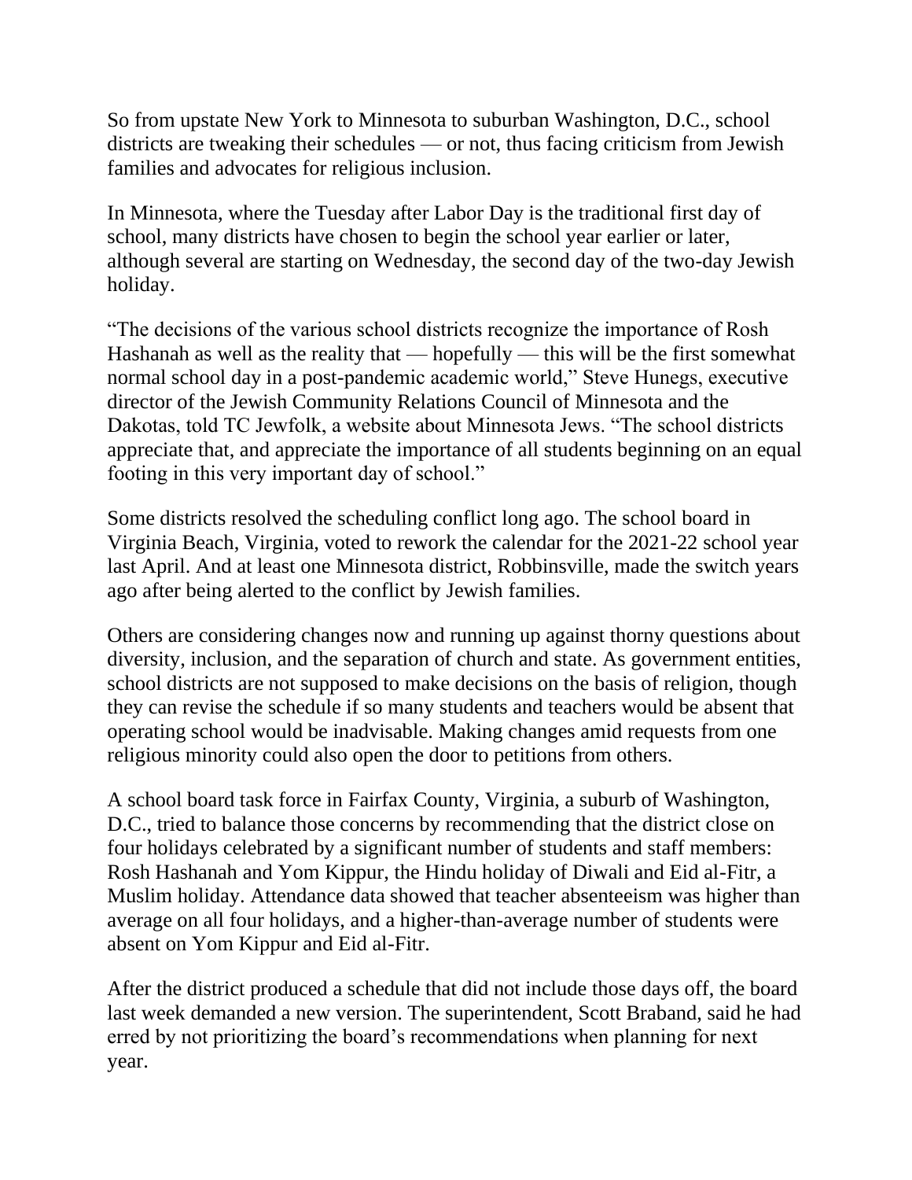So from upstate New York to Minnesota to suburban Washington, D.C., school districts are tweaking their schedules — or not, thus facing criticism from Jewish families and advocates for religious inclusion.

In Minnesota, where the Tuesday after Labor Day is the traditional first day of school, many districts have chosen to begin the school year earlier or later, although several are starting on Wednesday, the second day of the two-day Jewish holiday.

"The decisions of the various school districts recognize the importance of Rosh Hashanah as well as the reality that — hopefully — this will be the first somewhat normal school day in a post-pandemic academic world," Steve Hunegs, executive director of the Jewish Community Relations Council of Minnesota and the Dakotas, told TC Jewfolk, a website about Minnesota Jews. "The school districts appreciate that, and appreciate the importance of all students beginning on an equal footing in this very important day of school."

Some districts resolved the scheduling conflict long ago. The school board in Virginia Beach, Virginia, voted to rework the calendar for the 2021-22 school year last April. And at least one Minnesota district, Robbinsville, made the switch years ago after being alerted to the conflict by Jewish families.

Others are considering changes now and running up against thorny questions about diversity, inclusion, and the separation of church and state. As government entities, school districts are not supposed to make decisions on the basis of religion, though they can revise the schedule if so many students and teachers would be absent that operating school would be inadvisable. Making changes amid requests from one religious minority could also open the door to petitions from others.

A school board task force in Fairfax County, Virginia, a suburb of Washington, D.C., tried to balance those concerns by recommending that the district close on four holidays celebrated by a significant number of students and staff members: Rosh Hashanah and Yom Kippur, the Hindu holiday of Diwali and Eid al-Fitr, a Muslim holiday. Attendance data showed that teacher absenteeism was higher than average on all four holidays, and a higher-than-average number of students were absent on Yom Kippur and Eid al-Fitr.

After the district produced a schedule that did not include those days off, the board last week demanded a new version. The superintendent, Scott Braband, said he had erred by not prioritizing the board's recommendations when planning for next year.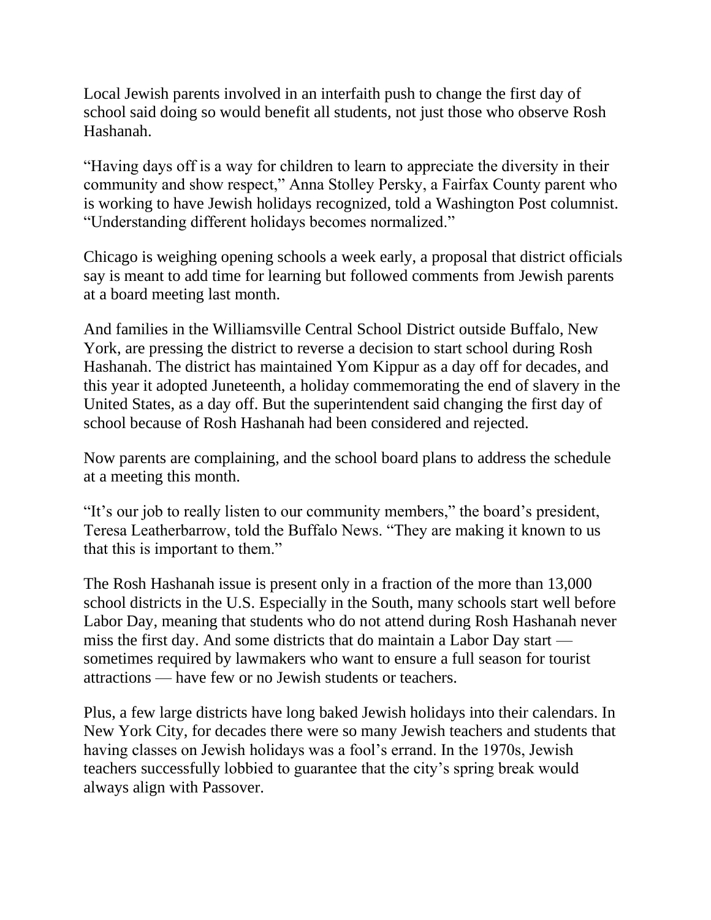Local Jewish parents involved in an interfaith push to change the first day of school said doing so would benefit all students, not just those who observe Rosh Hashanah.

"Having days off is a way for children to learn to appreciate the diversity in their community and show respect," Anna Stolley Persky, a Fairfax County parent who is working to have Jewish holidays recognized, told a Washington Post columnist. "Understanding different holidays becomes normalized."

Chicago is weighing opening schools a week early, a proposal that district officials say is meant to add time for learning but followed comments from Jewish parents at a board meeting last month.

And families in the Williamsville Central School District outside Buffalo, New York, are pressing the district to reverse a decision to start school during Rosh Hashanah. The district has maintained Yom Kippur as a day off for decades, and this year it adopted Juneteenth, a holiday commemorating the end of slavery in the United States, as a day off. But the superintendent said changing the first day of school because of Rosh Hashanah had been considered and rejected.

Now parents are complaining, and the school board plans to address the schedule at a meeting this month.

"It's our job to really listen to our community members," the board's president, Teresa Leatherbarrow, told the Buffalo News. "They are making it known to us that this is important to them."

The Rosh Hashanah issue is present only in a fraction of the more than 13,000 school districts in the U.S. Especially in the South, many schools start well before Labor Day, meaning that students who do not attend during Rosh Hashanah never miss the first day. And some districts that do maintain a Labor Day start — sometimes required by lawmakers who want to ensure a full season for tourist attractions — have few or no Jewish students or teachers.

Plus, a few large districts have long baked Jewish holidays into their calendars. In New York City, for decades there were so many Jewish teachers and students that having classes on Jewish holidays was a fool's errand. In the 1970s, Jewish teachers successfully lobbied to guarantee that the city's spring break would always align with Passover.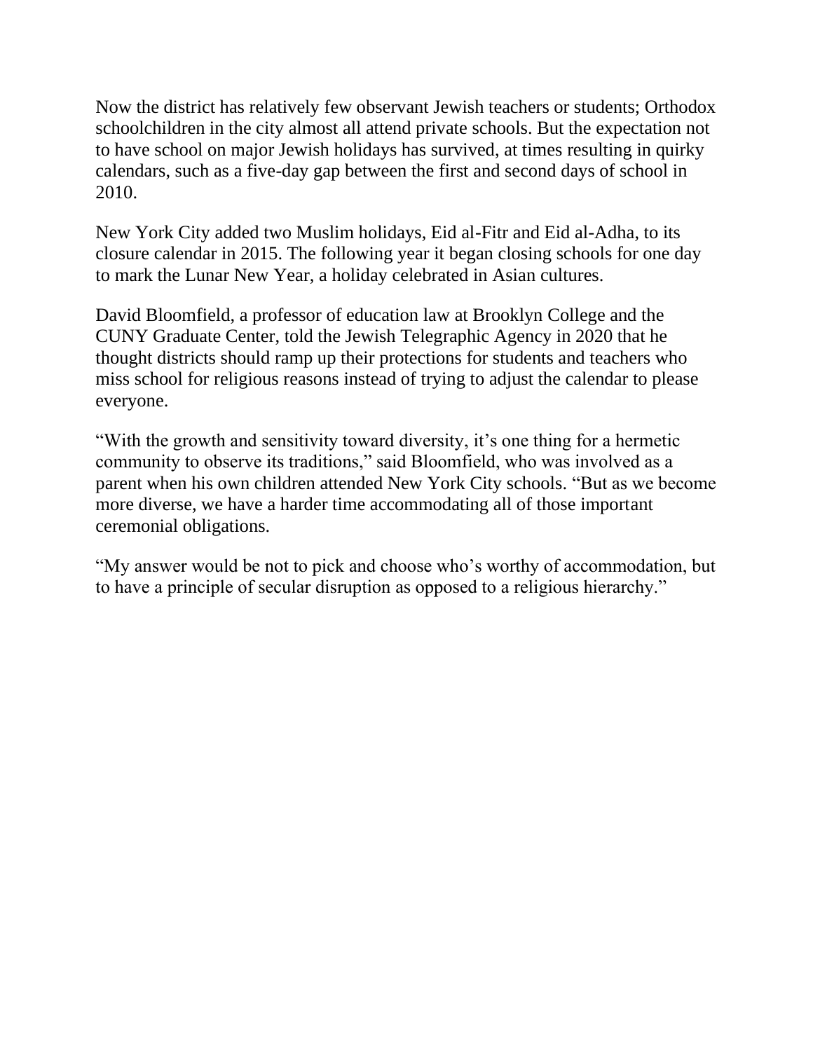Now the district has relatively few observant Jewish teachers or students; Orthodox schoolchildren in the city almost all attend private schools. But the expectation not to have school on major Jewish holidays has survived, at times resulting in quirky calendars, such as a five-day gap between the first and second days of school in 2010.

New York City added two Muslim holidays, Eid al-Fitr and Eid al-Adha, to its closure calendar in 2015. The following year it began closing schools for one day to mark the Lunar New Year, a holiday celebrated in Asian cultures.

David Bloomfield, a professor of education law at Brooklyn College and the CUNY Graduate Center, told the Jewish Telegraphic Agency in 2020 that he thought districts should ramp up their protections for students and teachers who miss school for religious reasons instead of trying to adjust the calendar to please everyone.

"With the growth and sensitivity toward diversity, it's one thing for a hermetic community to observe its traditions," said Bloomfield, who was involved as a parent when his own children attended New York City schools. "But as we become more diverse, we have a harder time accommodating all of those important ceremonial obligations.

"My answer would be not to pick and choose who's worthy of accommodation, but to have a principle of secular disruption as opposed to a religious hierarchy."